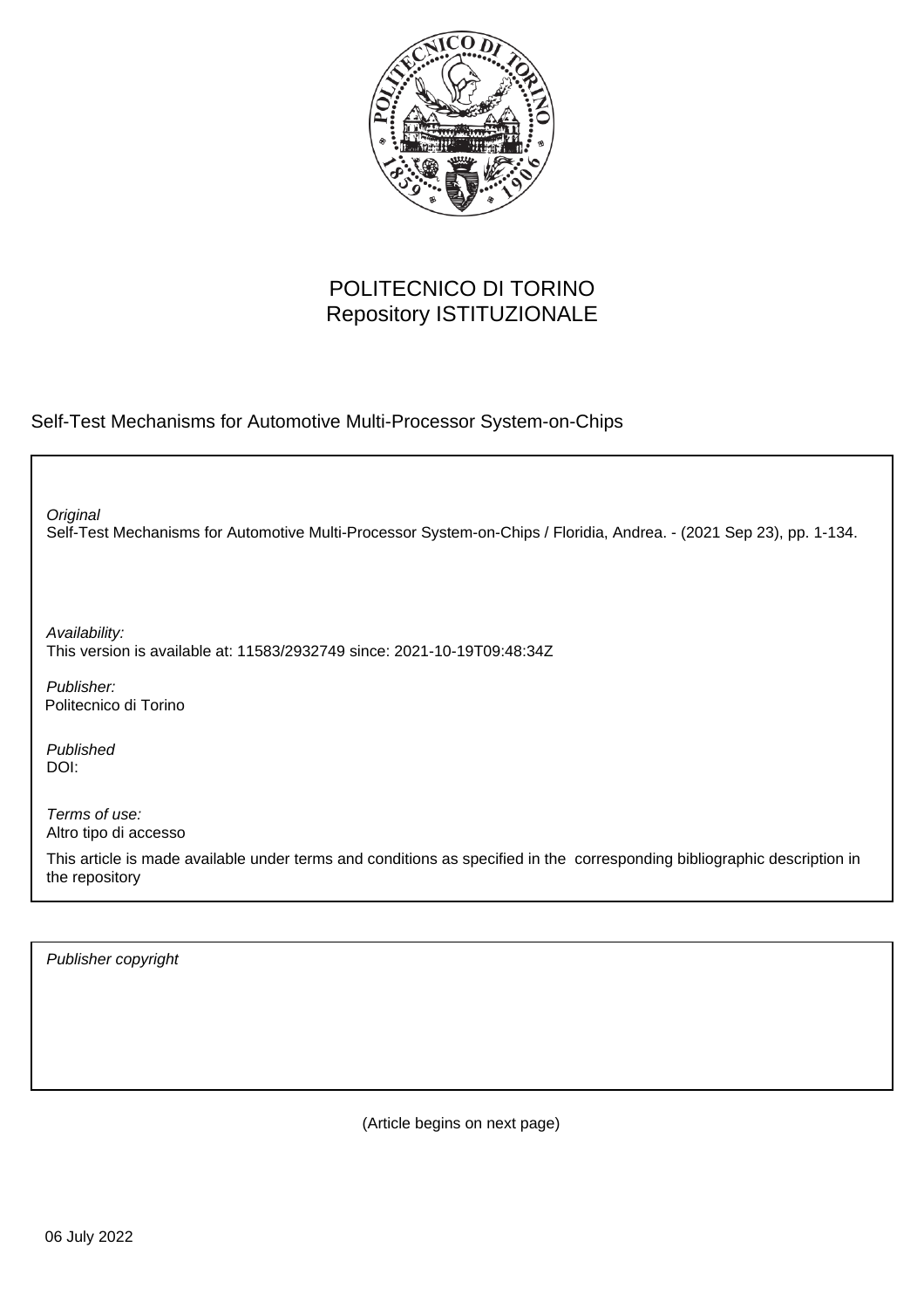POLITECNICO DI TORINO
Repository ISTITUZIONALE

Self-Test Mechanisms for Automotive Multi-Processor System-on-Chips

*Original*
Self-Test Mechanisms for Automotive Multi-Processor System-on-Chips / Floridia, Andrea. - (2021 Sep 23), pp. 1-134.

*Availability:*
This version is available at: 11583/2932749 since: 2021-10-19T09:48:34Z

*Publisher:*
Politecnico di Torino

*Published*
DOI:

*Terms of use:*
Altro tipo di accesso

This article is made available under terms and conditions as specified in the corresponding bibliographic description in the repository

*Publisher copyright*

(Article begins on next page)

06 July 2022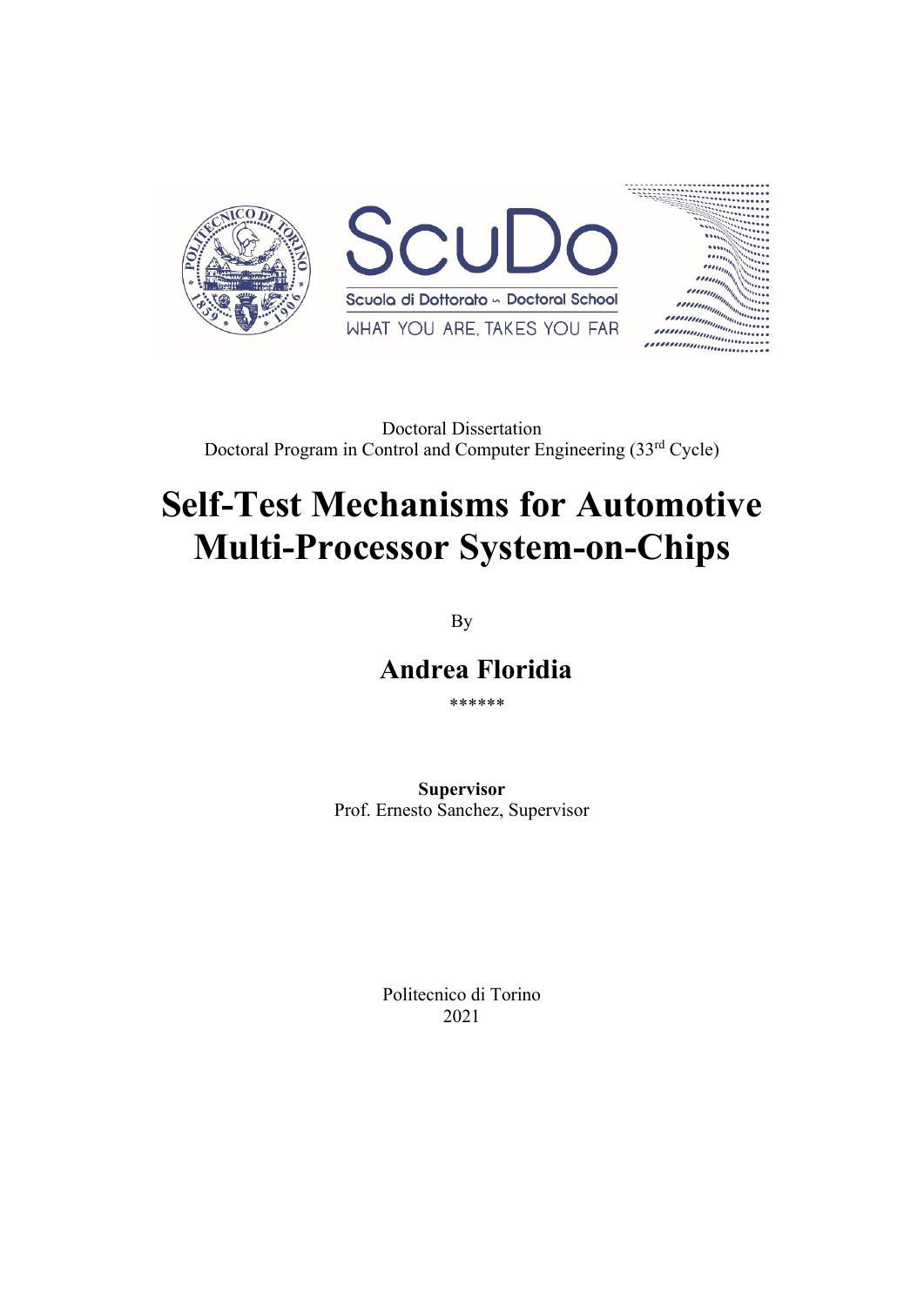Doctoral Dissertation
Doctoral Program in Control and Computer Engineering (33rd Cycle)

# Self-Test Mechanisms for Automotive Multi-Processor System-on-Chips

By

## Andrea Floridia

******

**Supervisor**
Prof. Ernesto Sanchez, Supervisor

Politecnico di Torino
2021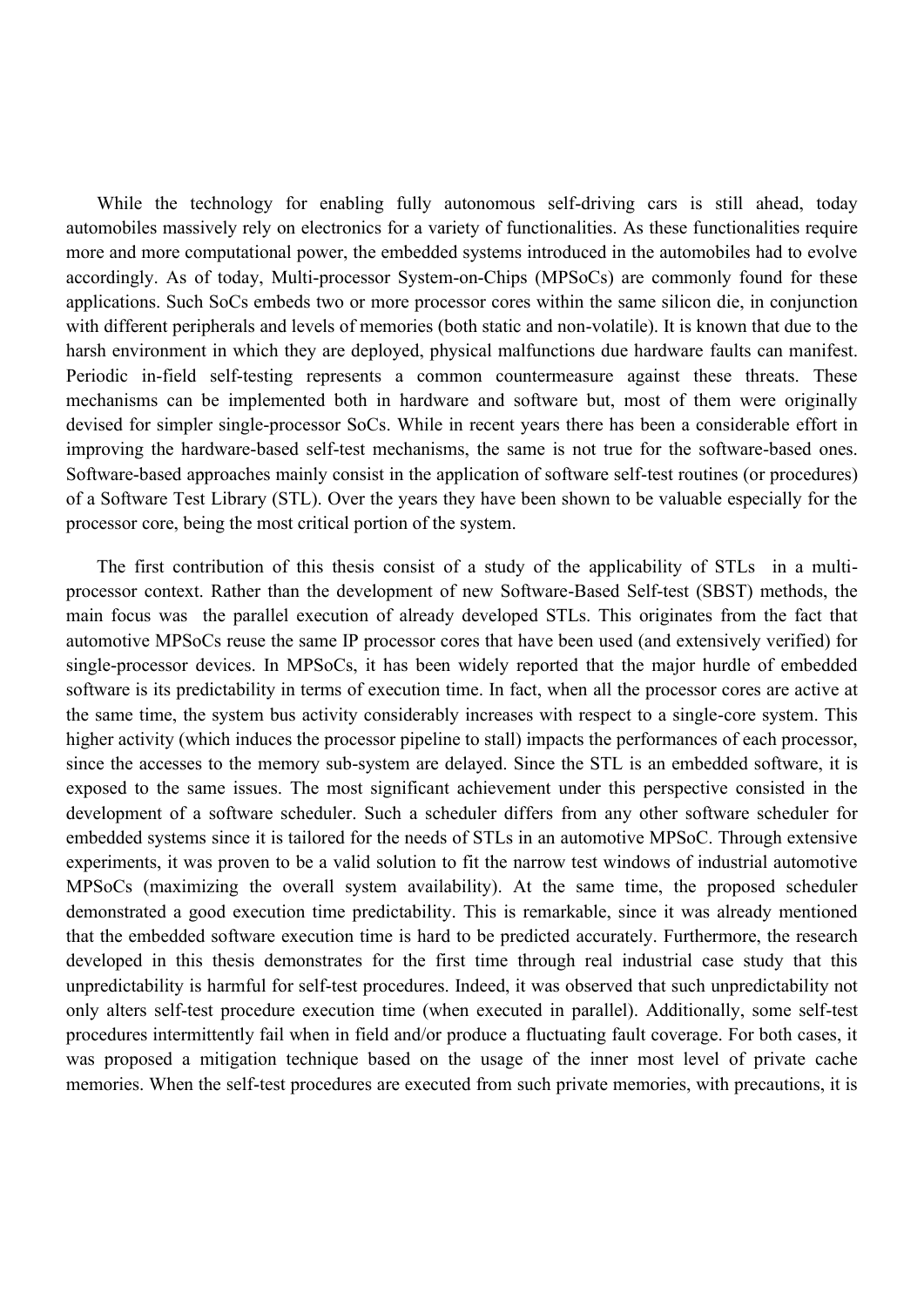While the technology for enabling fully autonomous self-driving cars is still ahead, today automobiles massively rely on electronics for a variety of functionalities. As these functionalities require more and more computational power, the embedded systems introduced in the automobiles had to evolve accordingly. As of today, Multi-processor System-on-Chips (MPSoCs) are commonly found for these applications. Such SoCs embeds two or more processor cores within the same silicon die, in conjunction with different peripherals and levels of memories (both static and non-volatile). It is known that due to the harsh environment in which they are deployed, physical malfunctions due hardware faults can manifest. Periodic in-field self-testing represents a common countermeasure against these threats. These mechanisms can be implemented both in hardware and software but, most of them were originally devised for simpler single-processor SoCs. While in recent years there has been a considerable effort in improving the hardware-based self-test mechanisms, the same is not true for the software-based ones. Software-based approaches mainly consist in the application of software self-test routines (or procedures) of a Software Test Library (STL). Over the years they have been shown to be valuable especially for the processor core, being the most critical portion of the system.

The first contribution of this thesis consist of a study of the applicability of STLs in a multi-processor context. Rather than the development of new Software-Based Self-test (SBST) methods, the main focus was the parallel execution of already developed STLs. This originates from the fact that automotive MPSoCs reuse the same IP processor cores that have been used (and extensively verified) for single-processor devices. In MPSoCs, it has been widely reported that the major hurdle of embedded software is its predictability in terms of execution time. In fact, when all the processor cores are active at the same time, the system bus activity considerably increases with respect to a single-core system. This higher activity (which induces the processor pipeline to stall) impacts the performances of each processor, since the accesses to the memory sub-system are delayed. Since the STL is an embedded software, it is exposed to the same issues. The most significant achievement under this perspective consisted in the development of a software scheduler. Such a scheduler differs from any other software scheduler for embedded systems since it is tailored for the needs of STLs in an automotive MPSoC. Through extensive experiments, it was proven to be a valid solution to fit the narrow test windows of industrial automotive MPSoCs (maximizing the overall system availability). At the same time, the proposed scheduler demonstrated a good execution time predictability. This is remarkable, since it was already mentioned that the embedded software execution time is hard to be predicted accurately. Furthermore, the research developed in this thesis demonstrates for the first time through real industrial case study that this unpredictability is harmful for self-test procedures. Indeed, it was observed that such unpredictability not only alters self-test procedure execution time (when executed in parallel). Additionally, some self-test procedures intermittently fail when in field and/or produce a fluctuating fault coverage. For both cases, it was proposed a mitigation technique based on the usage of the inner most level of private cache memories. When the self-test procedures are executed from such private memories, with precautions, it is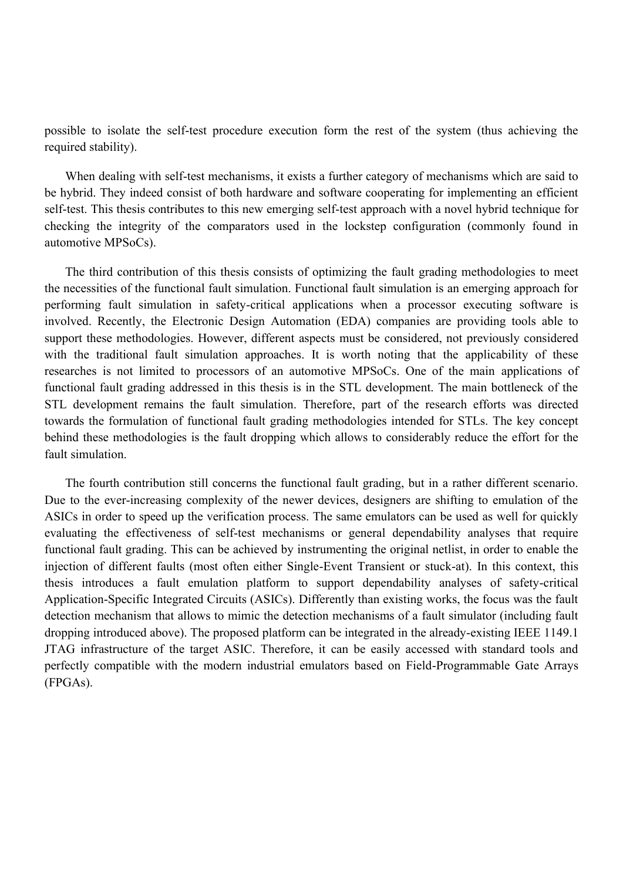possible to isolate the self-test procedure execution form the rest of the system (thus achieving the required stability).

When dealing with self-test mechanisms, it exists a further category of mechanisms which are said to be hybrid. They indeed consist of both hardware and software cooperating for implementing an efficient self-test. This thesis contributes to this new emerging self-test approach with a novel hybrid technique for checking the integrity of the comparators used in the lockstep configuration (commonly found in automotive MPSoCs).

The third contribution of this thesis consists of optimizing the fault grading methodologies to meet the necessities of the functional fault simulation. Functional fault simulation is an emerging approach for performing fault simulation in safety-critical applications when a processor executing software is involved. Recently, the Electronic Design Automation (EDA) companies are providing tools able to support these methodologies. However, different aspects must be considered, not previously considered with the traditional fault simulation approaches. It is worth noting that the applicability of these researches is not limited to processors of an automotive MPSoCs. One of the main applications of functional fault grading addressed in this thesis is in the STL development. The main bottleneck of the STL development remains the fault simulation. Therefore, part of the research efforts was directed towards the formulation of functional fault grading methodologies intended for STLs. The key concept behind these methodologies is the fault dropping which allows to considerably reduce the effort for the fault simulation.

The fourth contribution still concerns the functional fault grading, but in a rather different scenario. Due to the ever-increasing complexity of the newer devices, designers are shifting to emulation of the ASICs in order to speed up the verification process. The same emulators can be used as well for quickly evaluating the effectiveness of self-test mechanisms or general dependability analyses that require functional fault grading. This can be achieved by instrumenting the original netlist, in order to enable the injection of different faults (most often either Single-Event Transient or stuck-at). In this context, this thesis introduces a fault emulation platform to support dependability analyses of safety-critical Application-Specific Integrated Circuits (ASICs). Differently than existing works, the focus was the fault detection mechanism that allows to mimic the detection mechanisms of a fault simulator (including fault dropping introduced above). The proposed platform can be integrated in the already-existing IEEE 1149.1 JTAG infrastructure of the target ASIC. Therefore, it can be easily accessed with standard tools and perfectly compatible with the modern industrial emulators based on Field-Programmable Gate Arrays (FPGAs).